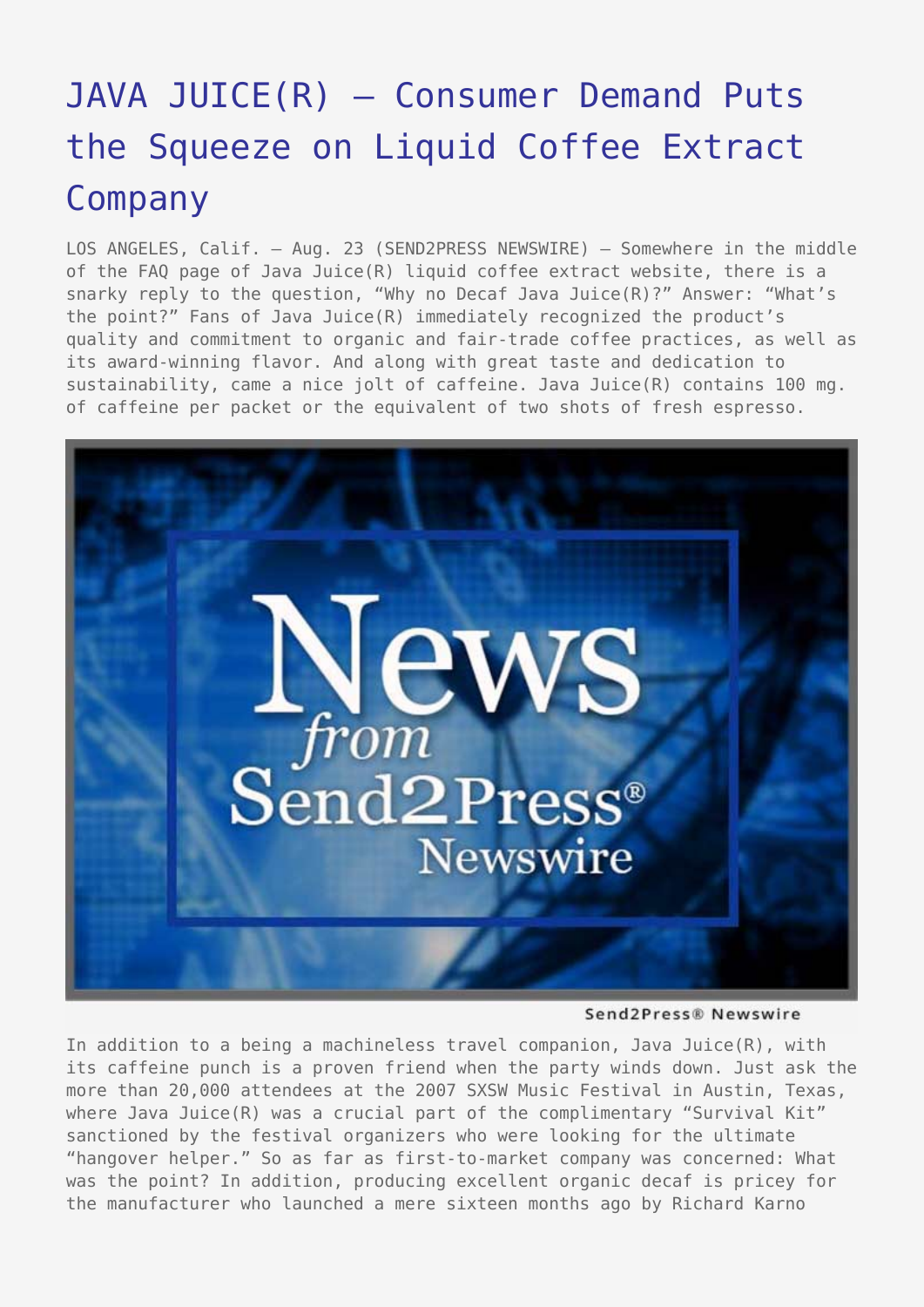# JAVA JUICE(R) – Consumer Demand Puts the Squeeze on Liquid Coffee Extract Company

LOS ANGELES, Calif. – Aug. 23 (SEND2PRESS NEWSWIRE) — Somewhere in the middle of the FAQ page of Java Juice(R) liquid coffee extract website, there is a snarky reply to the question, "Why no Decaf Java Juice(R)?" Answer: "What's the point?" Fans of Java Juice(R) immediately recognized the product's quality and commitment to organic and fair-trade coffee practices, as well as its award-winning flavor. And along with great taste and dedication to sustainability, came a nice jolt of caffeine. Java Juice(R) contains 100 mg. of caffeine per packet or the equivalent of two shots of fresh espresso.

Send2Press® Newswire

In addition to a being a machineless travel companion, Java Juice(R), with its caffeine punch is a proven friend when the party winds down. Just ask the more than 20,000 attendees at the 2007 SXSW Music Festival in Austin, Texas, where Java Juice(R) was a crucial part of the complimentary "Survival Kit" sanctioned by the festival organizers who were looking for the ultimate "hangover helper." So as far as first-to-market company was concerned: What was the point? In addition, producing excellent organic decaf is pricey for the manufacturer who launched a mere sixteen months ago by Richard Karno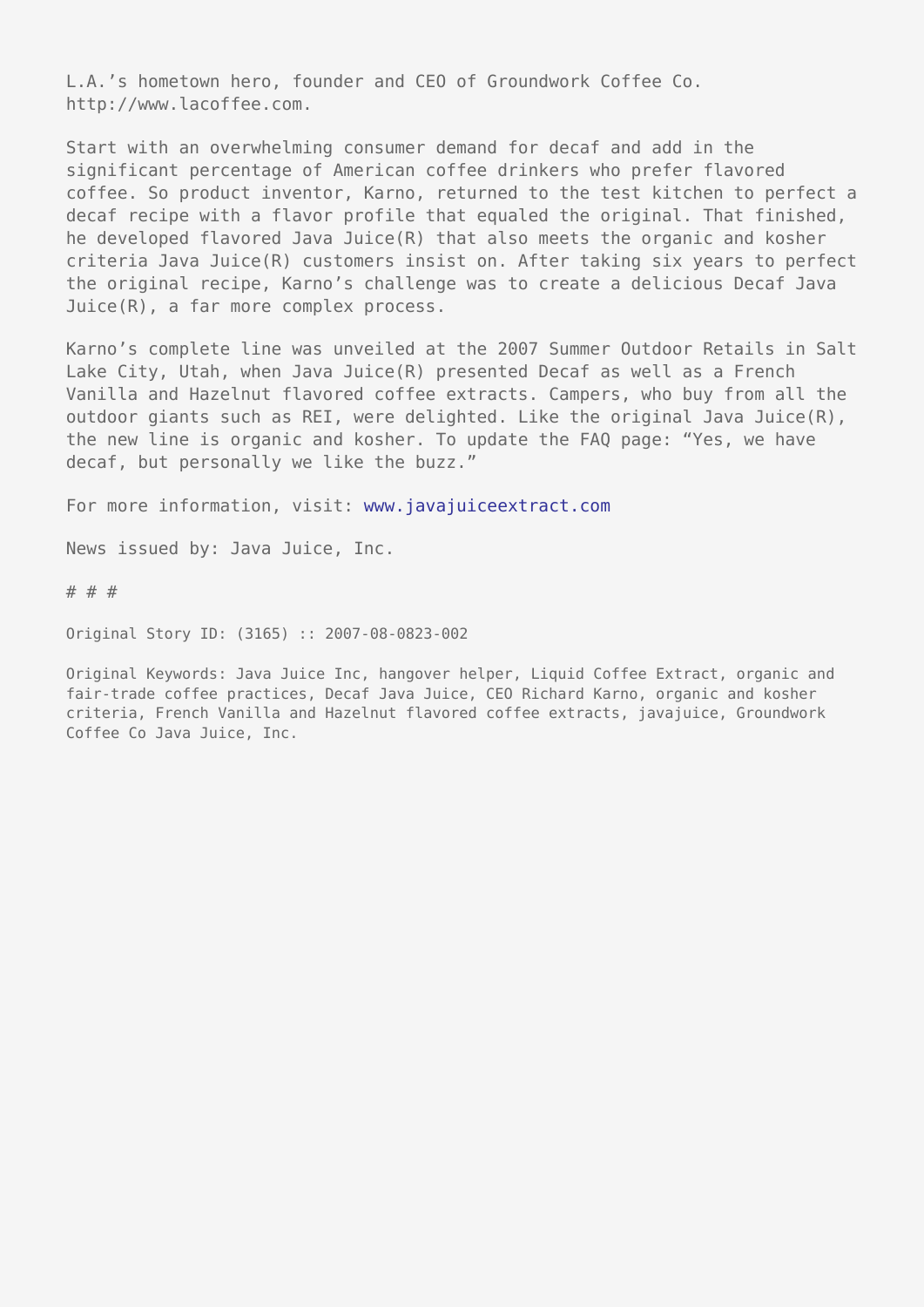L.A.'s hometown hero, founder and CEO of Groundwork Coffee Co. http://www.lacoffee.com.

Start with an overwhelming consumer demand for decaf and add in the significant percentage of American coffee drinkers who prefer flavored coffee. So product inventor, Karno, returned to the test kitchen to perfect a decaf recipe with a flavor profile that equaled the original. That finished, he developed flavored Java Juice(R) that also meets the organic and kosher criteria Java Juice(R) customers insist on. After taking six years to perfect the original recipe, Karno's challenge was to create a delicious Decaf Java Juice(R), a far more complex process.

Karno's complete line was unveiled at the 2007 Summer Outdoor Retails in Salt Lake City, Utah, when Java Juice(R) presented Decaf as well as a French Vanilla and Hazelnut flavored coffee extracts. Campers, who buy from all the outdoor giants such as REI, were delighted. Like the original Java Juice(R), the new line is organic and kosher. To update the FAQ page: "Yes, we have decaf, but personally we like the buzz."

For more information, visit: www.javajuiceextract.com

News issued by: Java Juice, Inc.

# # #

Original Story ID: (3165) :: 2007-08-0823-002

Original Keywords: Java Juice Inc, hangover helper, Liquid Coffee Extract, organic and fair-trade coffee practices, Decaf Java Juice, CEO Richard Karno, organic and kosher criteria, French Vanilla and Hazelnut flavored coffee extracts, javajuice, Groundwork Coffee Co Java Juice, Inc.